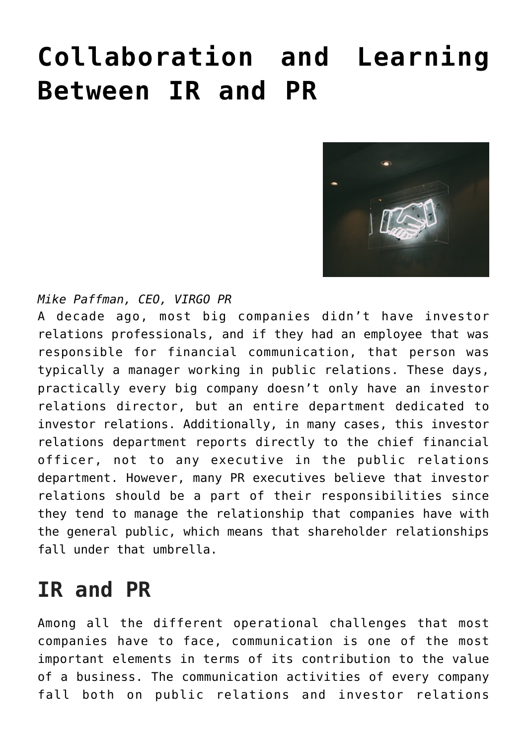# Collaboration and Learning Between IR and PR

*Mike Paffman, CEO, VIRGO PR*

A decade ago, most big companies didn't have investor relations professionals, and if they had an employee that was responsible for financial communication, that person was typically a manager working in public relations. These days, practically every big company doesn't only have an investor relations director, but an entire department dedicated to investor relations. Additionally, in many cases, this investor relations department reports directly to the chief financial officer, not to any executive in the public relations department. However, many PR executives believe that investor relations should be a part of their responsibilities since they tend to manage the relationship that companies have with the general public, which means that shareholder relationships fall under that umbrella.

## IR and PR

Among all the different operational challenges that most companies have to face, communication is one of the most important elements in terms of its contribution to the value of a business. The communication activities of every company fall both on public relations and investor relations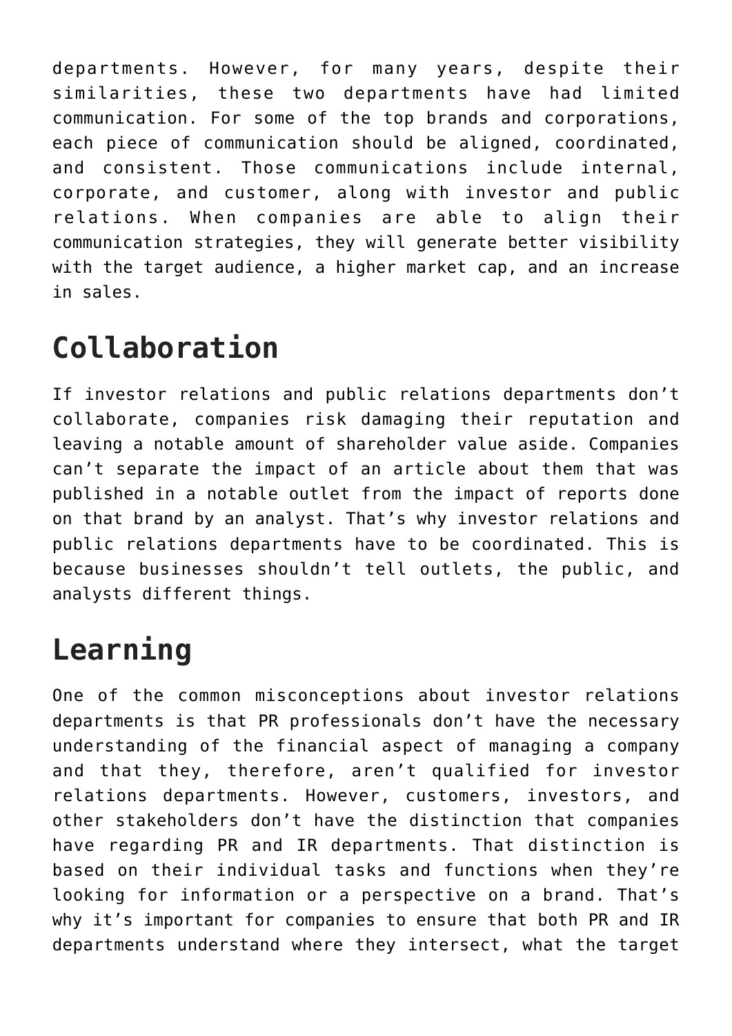departments. However, for many years, despite their similarities, these two departments have had limited communication. For some of the top brands and corporations, each piece of communication should be aligned, coordinated, and consistent. Those communications include internal, corporate, and customer, along with investor and public relations. When companies are able to align their communication strategies, they will generate better visibility with the target audience, a higher market cap, and an increase in sales.

## Collaboration

If investor relations and public relations departments don't collaborate, companies risk damaging their reputation and leaving a notable amount of shareholder value aside. Companies can't separate the impact of an article about them that was published in a notable outlet from the impact of reports done on that brand by an analyst. That's why investor relations and public relations departments have to be coordinated. This is because businesses shouldn't tell outlets, the public, and analysts different things.

## Learning

One of the common misconceptions about investor relations departments is that PR professionals don't have the necessary understanding of the financial aspect of managing a company and that they, therefore, aren't qualified for investor relations departments. However, customers, investors, and other stakeholders don't have the distinction that companies have regarding PR and IR departments. That distinction is based on their individual tasks and functions when they're looking for information or a perspective on a brand. That's why it's important for companies to ensure that both PR and IR departments understand where they intersect, what the target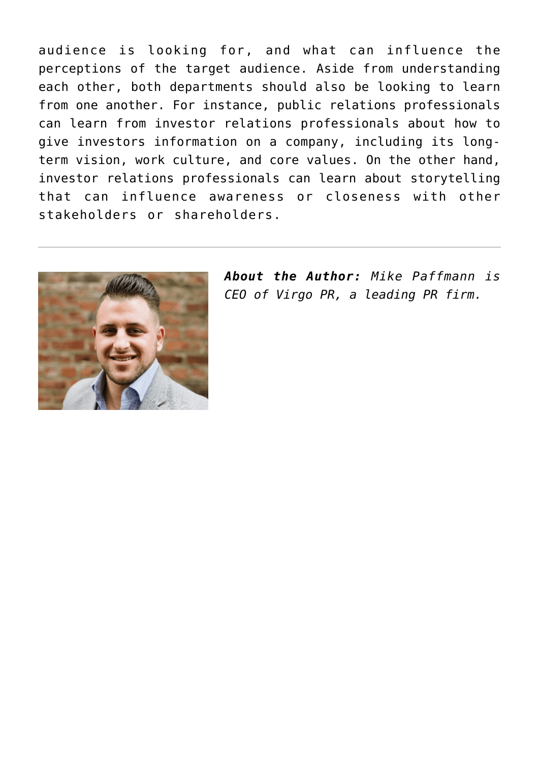audience is looking for, and what can influence the perceptions of the target audience. Aside from understanding each other, both departments should also be looking to learn from one another. For instance, public relations professionals can learn from investor relations professionals about how to give investors information on a company, including its long-term vision, work culture, and core values. On the other hand, investor relations professionals can learn about storytelling that can influence awareness or closeness with other stakeholders or shareholders.

---

***About the Author:*** *Mike Paffmann is CEO of Virgo PR, a leading PR firm.*